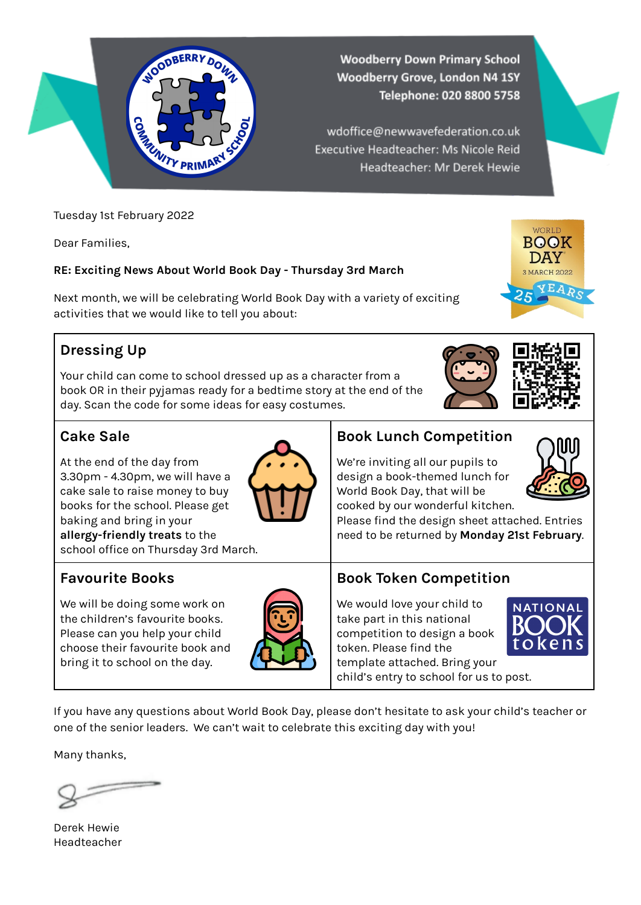Woodberry Down Primary School
Woodberry Grove, London N4 1SY
Telephone: 020 8800 5758

wdoffice@newwavefederation.co.uk
Executive Headteacher: Ms Nicole Reid
Headteacher: Mr Derek Hewie

Tuesday 1st February 2022

Dear Families,

**RE: Exciting News About World Book Day - Thursday 3rd March**

Next month, we will be celebrating World Book Day with a variety of exciting activities that we would like to tell you about:

## Dressing Up

Your child can come to school dressed up as a character from a book OR in their pyjamas ready for a bedtime story at the end of the day. Scan the code for some ideas for easy costumes.

## Cake Sale

At the end of the day from 3.30pm - 4.30pm, we will have a cake sale to raise money to buy books for the school. Please get baking and bring in your **allergy-friendly treats** to the school office on Thursday 3rd March.

## Book Lunch Competition

We're inviting all our pupils to design a book-themed lunch for World Book Day, that will be cooked by our wonderful kitchen. Please find the design sheet attached. Entries need to be returned by **Monday 21st February**.

## Favourite Books

We will be doing some work on the children's favourite books. Please can you help your child choose their favourite book and bring it to school on the day.

## Book Token Competition

We would love your child to take part in this national competition to design a book token. Please find the template attached. Bring your child's entry to school for us to post.

If you have any questions about World Book Day, please don't hesitate to ask your child's teacher or one of the senior leaders. We can't wait to celebrate this exciting day with you!

Many thanks,

Derek Hewie
Headteacher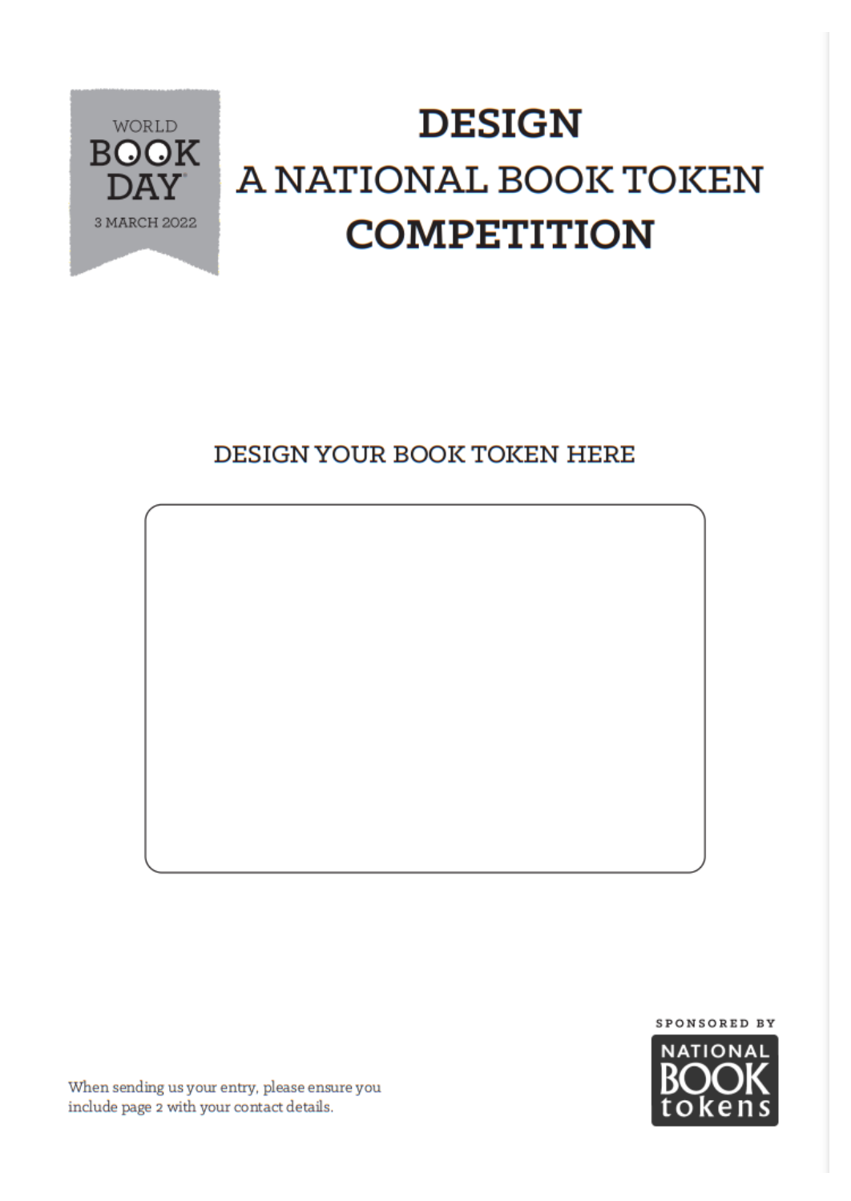WORLD BOOK DAY 3 MARCH 2022

# DESIGN A NATIONAL BOOK TOKEN COMPETITION

DESIGN YOUR BOOK TOKEN HERE

When sending us your entry, please ensure you include page 2 with your contact details.

SPONSORED BY NATIONAL BOOK tokens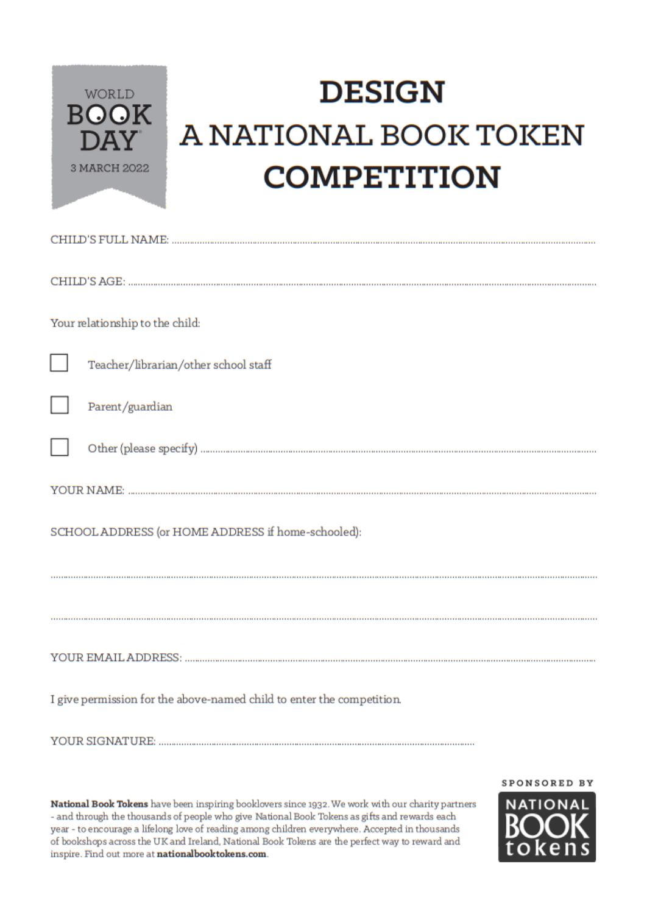WORLD BOOK DAY
3 MARCH 2022

# DESIGN A NATIONAL BOOK TOKEN COMPETITION

CHILD'S FULL NAME: ..............................................................................................................

CHILD'S AGE: ..............................................................................................................

Your relationship to the child:

- [ ] Teacher/librarian/other school staff
- [ ] Parent/guardian
- [ ] Other (please specify) ..............................................................................................................

YOUR NAME: ..............................................................................................................

SCHOOL ADDRESS (or HOME ADDRESS if home-schooled):

..............................................................................................................

..............................................................................................................

YOUR EMAIL ADDRESS: ..............................................................................................................

I give permission for the above-named child to enter the competition.

YOUR SIGNATURE: ..............................................................................................................

**National Book Tokens** have been inspiring booklovers since 1932. We work with our charity partners - and through the thousands of people who give National Book Tokens as gifts and rewards each year - to encourage a lifelong love of reading among children everywhere. Accepted in thousands of bookshops across the UK and Ireland, National Book Tokens are the perfect way to reward and inspire. Find out more at **nationalbooktokens.com**.

SPONSORED BY NATIONAL BOOK tokens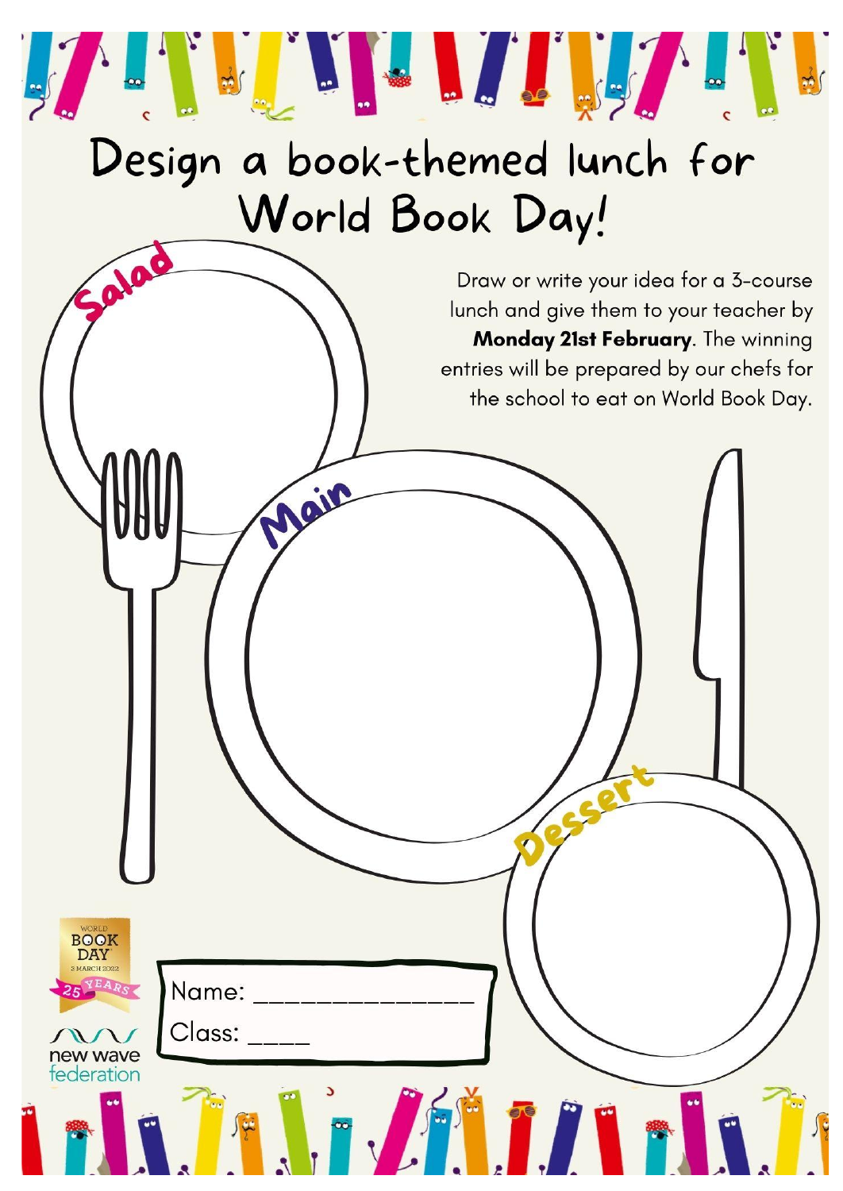# Design a book-themed lunch for World Book Day!

Draw or write your idea for a 3-course lunch and give them to your teacher by **Monday 21st February**. The winning entries will be prepared by our chefs for the school to eat on World Book Day.

Salad

Main

Dessert

Name: _______________

Class: ____

WORLD BOOK DAY 3 MARCH 2022 25 YEARS

new wave federation